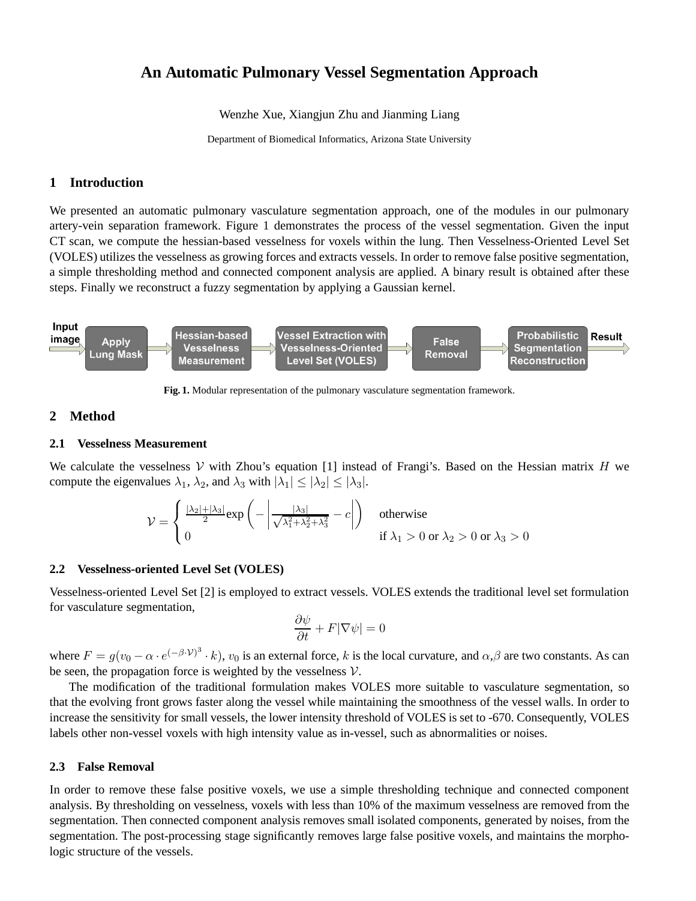# An Automatic Pulmonary Vessel Segmentation Approach

Wenzhe Xue, Xiangjun Zhu and Jianming Liang

Department of Biomedical Informatics, Arizona State University

## 1 Introduction

We presented an automatic pulmonary vasculature segmentation approach, one of the modules in our pulmonary artery-vein separation framework. Figure 1 demonstrates the process of the vessel segmentation. Given the input CT scan, we compute the hessian-based vesselness for voxels within the lung. Then Vesselness-Oriented Level Set (VOLES) utilizes the vesselness as growing forces and extracts vessels. In order to remove false positive segmentation, a simple thresholding method and connected component analysis are applied. A binary result is obtained after these steps. Finally we reconstruct a fuzzy segmentation by applying a Gaussian kernel.

Input image → Apply Lung Mask → Hessian-based Vesselness Measurement → Vessel Extraction with Vesselness-Oriented Level Set (VOLES) → False Removal → Probabilistic Segmentation Reconstruction → Result

**Fig. 1.** Modular representation of the pulmonary vasculature segmentation framework.

## 2 Method

### 2.1 Vesselness Measurement

We calculate the vesselness $\mathcal{V}$ with Zhou's equation [1] instead of Frangi's. Based on the Hessian matrix $H$ we compute the eigenvalues $\lambda_1$, $\lambda_2$, and $\lambda_3$ with $|\lambda_1| \leq |\lambda_2| \leq |\lambda_3|$.

$$\mathcal{V} = \begin{cases} \frac{|\lambda_2|+|\lambda_3|}{2} \exp\left( - \left| \frac{|\lambda_3|}{\sqrt{\lambda_1^2+\lambda_2^2+\lambda_3^2}} - c \right| \right) & \text{otherwise} \\ 0 & \text{if } \lambda_1 > 0 \text{ or } \lambda_2 > 0 \text{ or } \lambda_3 > 0 \end{cases}$$

### 2.2 Vesselness-oriented Level Set (VOLES)

Vesselness-oriented Level Set [2] is employed to extract vessels. VOLES extends the traditional level set formulation for vasculature segmentation,

$$\frac{\partial \psi}{\partial t} + F|\nabla \psi| = 0$$

where $F = g(v_0 - \alpha \cdot e^{(-\beta \cdot \mathcal{V})^3} \cdot k)$, $v_0$ is an external force, $k$ is the local curvature, and $\alpha$,$\beta$ are two constants. As can be seen, the propagation force is weighted by the vesselness $\mathcal{V}$.

The modification of the traditional formulation makes VOLES more suitable to vasculature segmentation, so that the evolving front grows faster along the vessel while maintaining the smoothness of the vessel walls. In order to increase the sensitivity for small vessels, the lower intensity threshold of VOLES is set to -670. Consequently, VOLES labels other non-vessel voxels with high intensity value as in-vessel, such as abnormalities or noises.

### 2.3 False Removal

In order to remove these false positive voxels, we use a simple thresholding technique and connected component analysis. By thresholding on vesselness, voxels with less than 10% of the maximum vesselness are removed from the segmentation. Then connected component analysis removes small isolated components, generated by noises, from the segmentation. The post-processing stage significantly removes large false positive voxels, and maintains the morphologic structure of the vessels.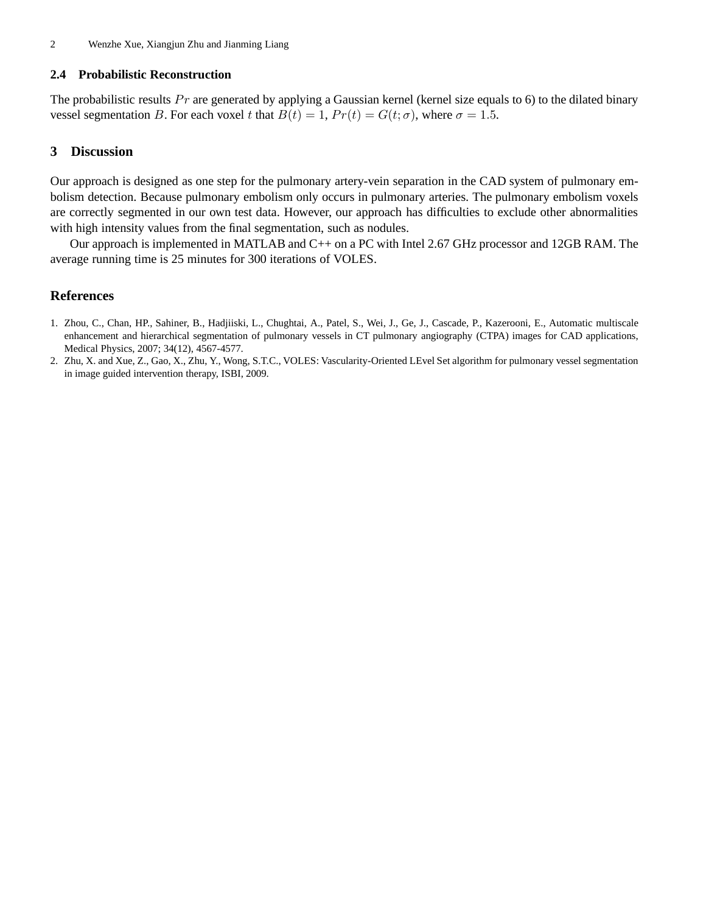### 2.4 Probabilistic Reconstruction

The probabilistic results $Pr$ are generated by applying a Gaussian kernel (kernel size equals to 6) to the dilated binary vessel segmentation $B$. For each voxel $t$ that $B(t) = 1$, $Pr(t) = G(t; \sigma)$, where $\sigma = 1.5$.

## 3 Discussion

Our approach is designed as one step for the pulmonary artery-vein separation in the CAD system of pulmonary embolism detection. Because pulmonary embolism only occurs in pulmonary arteries. The pulmonary embolism voxels are correctly segmented in our own test data. However, our approach has difficulties to exclude other abnormalities with high intensity values from the final segmentation, such as nodules.

Our approach is implemented in MATLAB and C++ on a PC with Intel 2.67 GHz processor and 12GB RAM. The average running time is 25 minutes for 300 iterations of VOLES.

## References

1. Zhou, C., Chan, HP., Sahiner, B., Hadjiiski, L., Chughtai, A., Patel, S., Wei, J., Ge, J., Cascade, P., Kazerooni, E., Automatic multiscale enhancement and hierarchical segmentation of pulmonary vessels in CT pulmonary angiography (CTPA) images for CAD applications, Medical Physics, 2007; 34(12), 4567-4577.
2. Zhu, X. and Xue, Z., Gao, X., Zhu, Y., Wong, S.T.C., VOLES: Vascularity-Oriented LEvel Set algorithm for pulmonary vessel segmentation in image guided intervention therapy, ISBI, 2009.